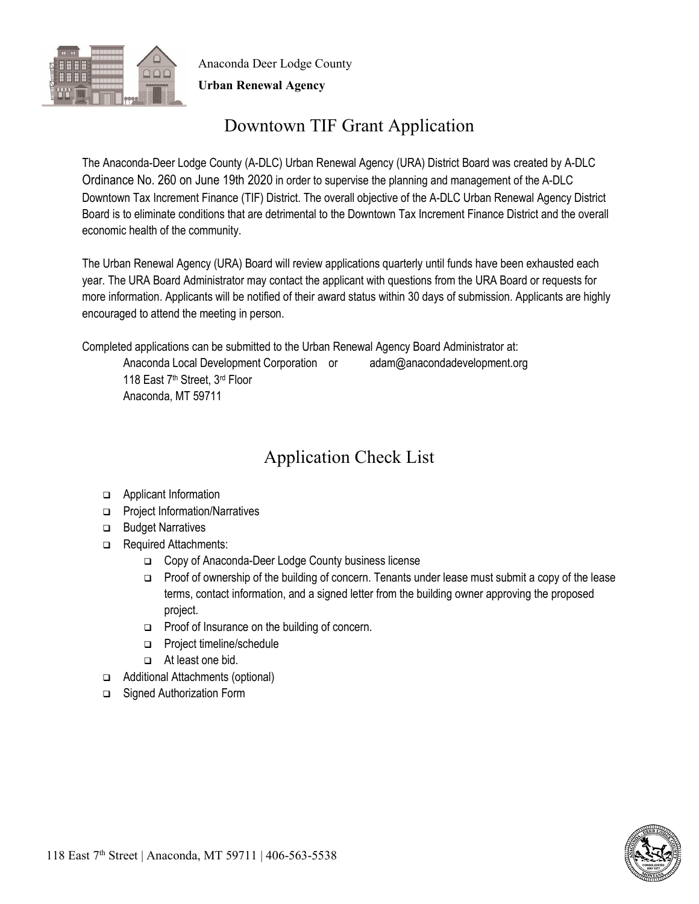Anaconda Deer Lodge County

**Urban Renewal Agency**

# Downtown TIF Grant Application

The Anaconda-Deer Lodge County (A-DLC) Urban Renewal Agency (URA) District Board was created by A-DLC Ordinance No. 260 on June 19th 2020 in order to supervise the planning and management of the A-DLC Downtown Tax Increment Finance (TIF) District. The overall objective of the A-DLC Urban Renewal Agency District Board is to eliminate conditions that are detrimental to the Downtown Tax Increment Finance District and the overall economic health of the community.

The Urban Renewal Agency (URA) Board will review applications quarterly until funds have been exhausted each year. The URA Board Administrator may contact the applicant with questions from the URA Board or requests for more information. Applicants will be notified of their award status within 30 days of submission. Applicants are highly encouraged to attend the meeting in person.

Completed applications can be submitted to the Urban Renewal Agency Board Administrator at:

Anaconda Local Development Corporation or adam@anacondadevelopment.org
118 East 7th Street, 3rd Floor
Anaconda, MT 59711

# Application Check List

- ❑ Applicant Information
- ❑ Project Information/Narratives
- ❑ Budget Narratives
- ❑ Required Attachments:
  - ❑ Copy of Anaconda-Deer Lodge County business license
  - ❑ Proof of ownership of the building of concern. Tenants under lease must submit a copy of the lease terms, contact information, and a signed letter from the building owner approving the proposed project.
  - ❑ Proof of Insurance on the building of concern.
  - ❑ Project timeline/schedule
  - ❑ At least one bid.
- ❑ Additional Attachments (optional)
- ❑ Signed Authorization Form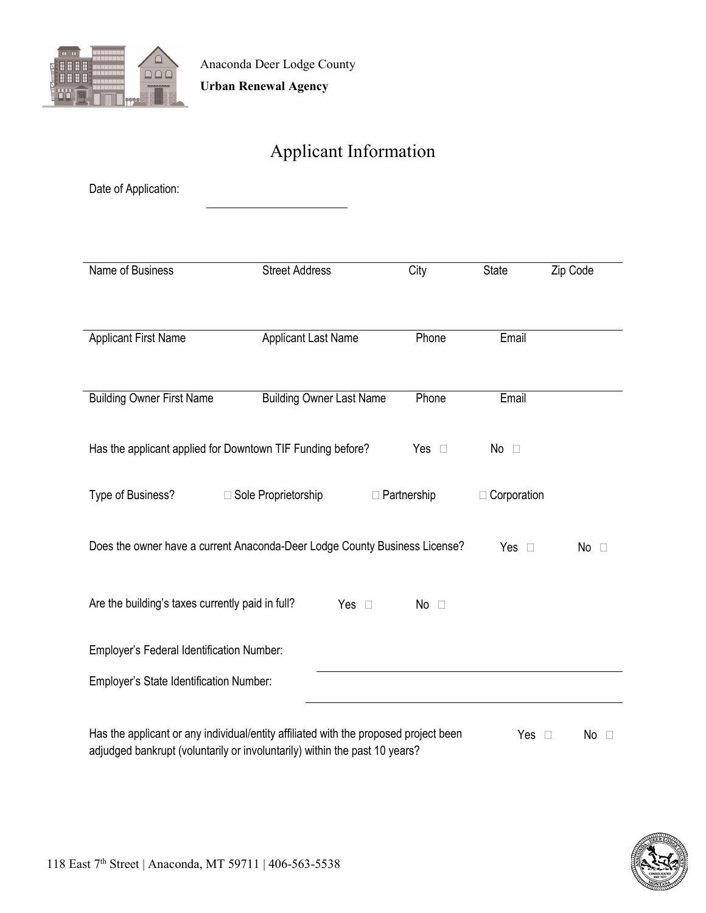Anaconda Deer Lodge County

**Urban Renewal Agency**

# Applicant Information

Date of Application: \_\_\_\_\_\_\_\_\_\_\_\_\_\_\_\_\_\_\_\_

| Name of Business | Street Address | City | State | Zip Code |
|---|---|---|---|---|
| | | | | |

| Applicant First Name | Applicant Last Name | Phone | Email |
|---|---|---|---|
| | | | |

| Building Owner First Name | Building Owner Last Name | Phone | Email |
|---|---|---|---|
| | | | |

Has the applicant applied for Downtown TIF Funding before? Yes ☐ No ☐

Type of Business? ☐ Sole Proprietorship ☐ Partnership ☐ Corporation

Does the owner have a current Anaconda-Deer Lodge County Business License? Yes ☐ No ☐

Are the building's taxes currently paid in full? Yes ☐ No ☐

Employer's Federal Identification Number: \_\_\_\_\_\_\_\_\_\_\_\_\_\_\_\_\_\_\_\_

Employer's State Identification Number: \_\_\_\_\_\_\_\_\_\_\_\_\_\_\_\_\_\_\_\_

Has the applicant or any individual/entity affiliated with the proposed project been adjudged bankrupt (voluntarily or involuntarily) within the past 10 years? Yes ☐ No ☐

118 East 7th Street | Anaconda, MT 59711 | 406-563-5538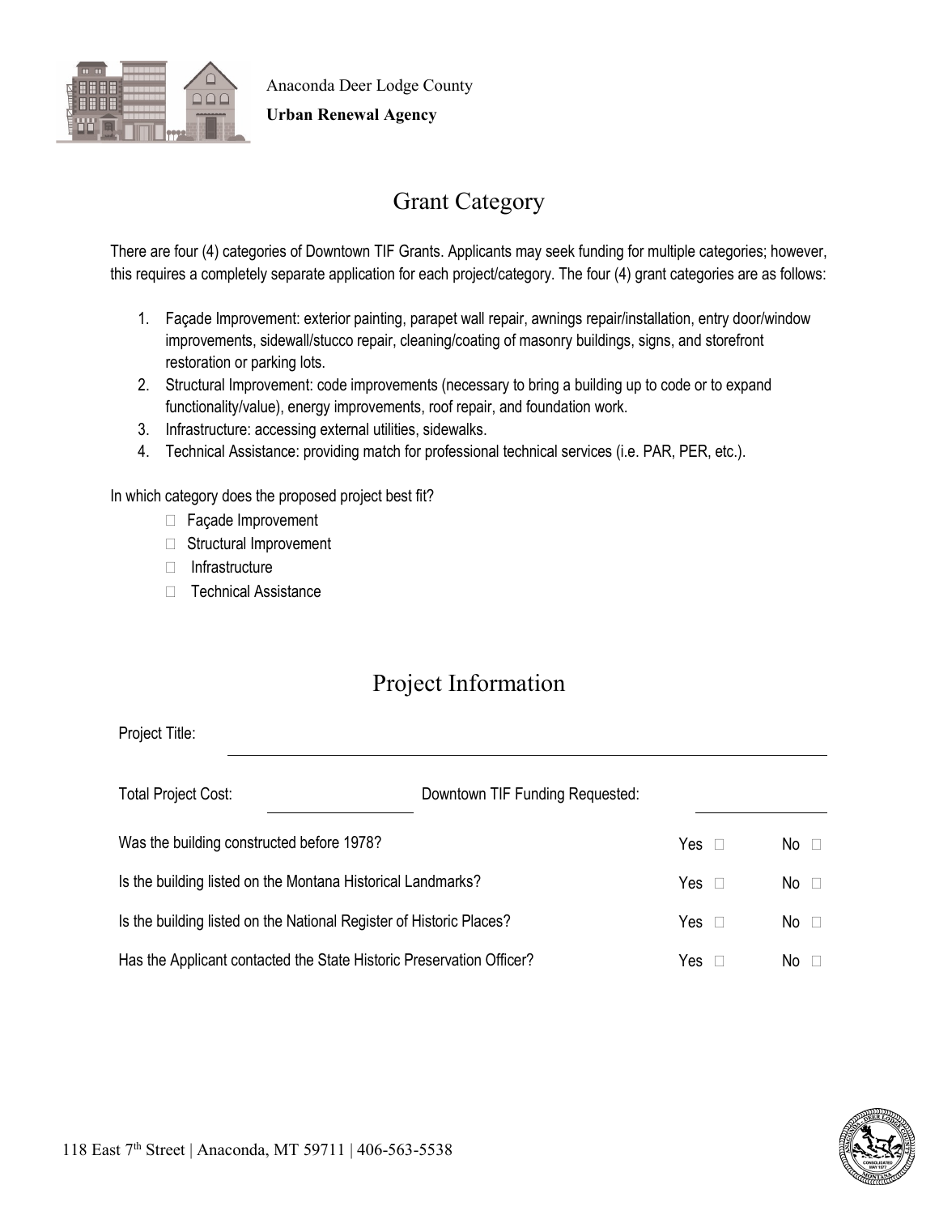Anaconda Deer Lodge County

**Urban Renewal Agency**

# Grant Category

There are four (4) categories of Downtown TIF Grants. Applicants may seek funding for multiple categories; however, this requires a completely separate application for each project/category. The four (4) grant categories are as follows:

1. Façade Improvement: exterior painting, parapet wall repair, awnings repair/installation, entry door/window improvements, sidewall/stucco repair, cleaning/coating of masonry buildings, signs, and storefront restoration or parking lots.
2. Structural Improvement: code improvements (necessary to bring a building up to code or to expand functionality/value), energy improvements, roof repair, and foundation work.
3. Infrastructure: accessing external utilities, sidewalks.
4. Technical Assistance: providing match for professional technical services (i.e. PAR, PER, etc.).

In which category does the proposed project best fit?

- ☐ Façade Improvement
- ☐ Structural Improvement
- ☐ Infrastructure
- ☐ Technical Assistance

# Project Information

Project Title: ______________________________________________

Total Project Cost: ______________ Downtown TIF Funding Requested: ______________

| | | |
|---|---|---|
| Was the building constructed before 1978? | Yes ☐ | No ☐ |
| Is the building listed on the Montana Historical Landmarks? | Yes ☐ | No ☐ |
| Is the building listed on the National Register of Historic Places? | Yes ☐ | No ☐ |
| Has the Applicant contacted the State Historic Preservation Officer? | Yes ☐ | No ☐ |

118 East 7th Street | Anaconda, MT 59711 | 406-563-5538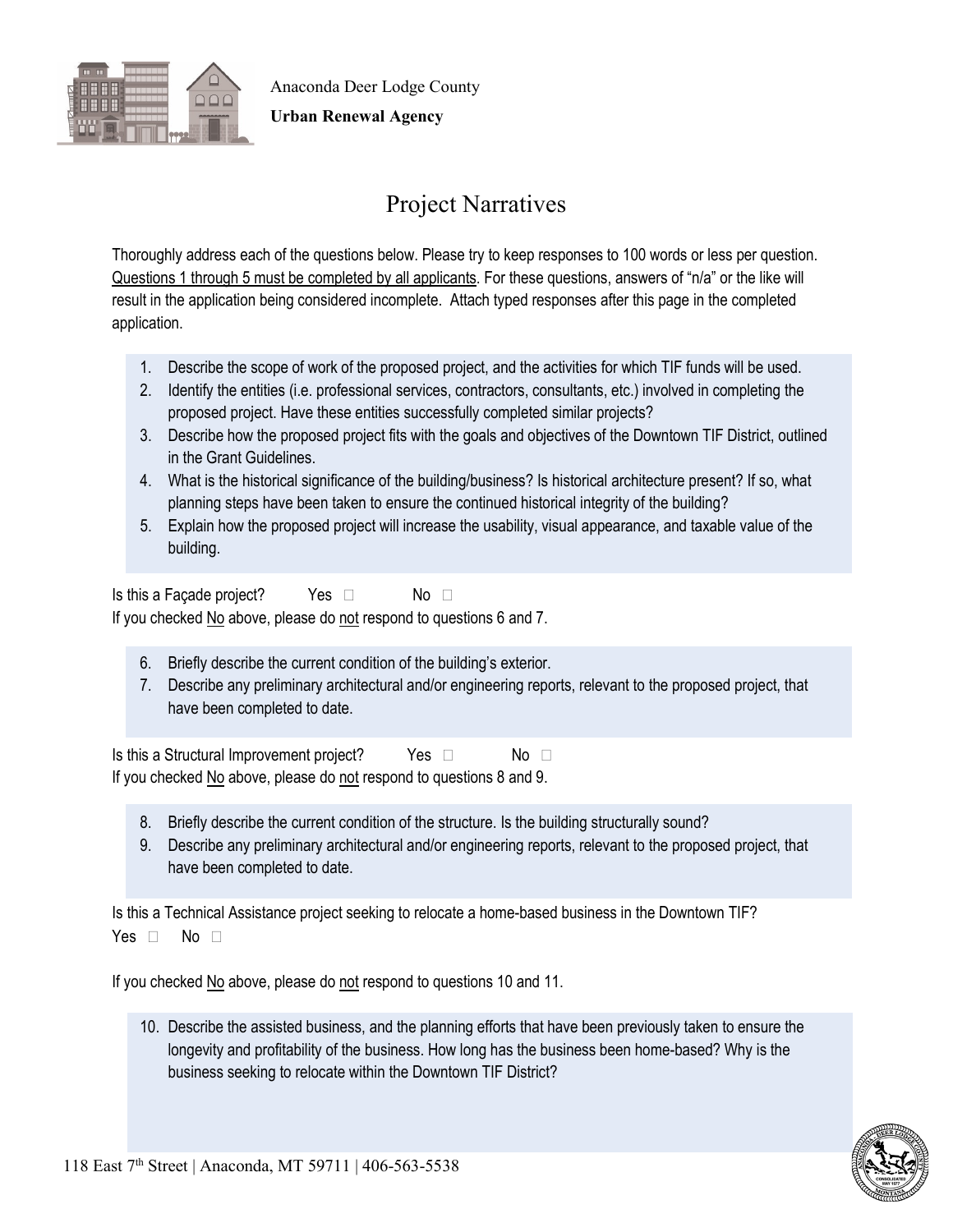Anaconda Deer Lodge County

**Urban Renewal Agency**

# Project Narratives

Thoroughly address each of the questions below. Please try to keep responses to 100 words or less per question. Questions 1 through 5 must be completed by all applicants. For these questions, answers of "n/a" or the like will result in the application being considered incomplete. Attach typed responses after this page in the completed application.

1. Describe the scope of work of the proposed project, and the activities for which TIF funds will be used.
2. Identify the entities (i.e. professional services, contractors, consultants, etc.) involved in completing the proposed project. Have these entities successfully completed similar projects?
3. Describe how the proposed project fits with the goals and objectives of the Downtown TIF District, outlined in the Grant Guidelines.
4. What is the historical significance of the building/business? Is historical architecture present? If so, what planning steps have been taken to ensure the continued historical integrity of the building?
5. Explain how the proposed project will increase the usability, visual appearance, and taxable value of the building.

Is this a Façade project? Yes ☐ No ☐

If you checked No above, please do not respond to questions 6 and 7.

6. Briefly describe the current condition of the building's exterior.
7. Describe any preliminary architectural and/or engineering reports, relevant to the proposed project, that have been completed to date.

Is this a Structural Improvement project? Yes ☐ No ☐

If you checked No above, please do not respond to questions 8 and 9.

8. Briefly describe the current condition of the structure. Is the building structurally sound?
9. Describe any preliminary architectural and/or engineering reports, relevant to the proposed project, that have been completed to date.

Is this a Technical Assistance project seeking to relocate a home-based business in the Downtown TIF?

Yes ☐ No ☐

If you checked No above, please do not respond to questions 10 and 11.

10. Describe the assisted business, and the planning efforts that have been previously taken to ensure the longevity and profitability of the business. How long has the business been home-based? Why is the business seeking to relocate within the Downtown TIF District?

118 East 7th Street | Anaconda, MT 59711 | 406-563-5538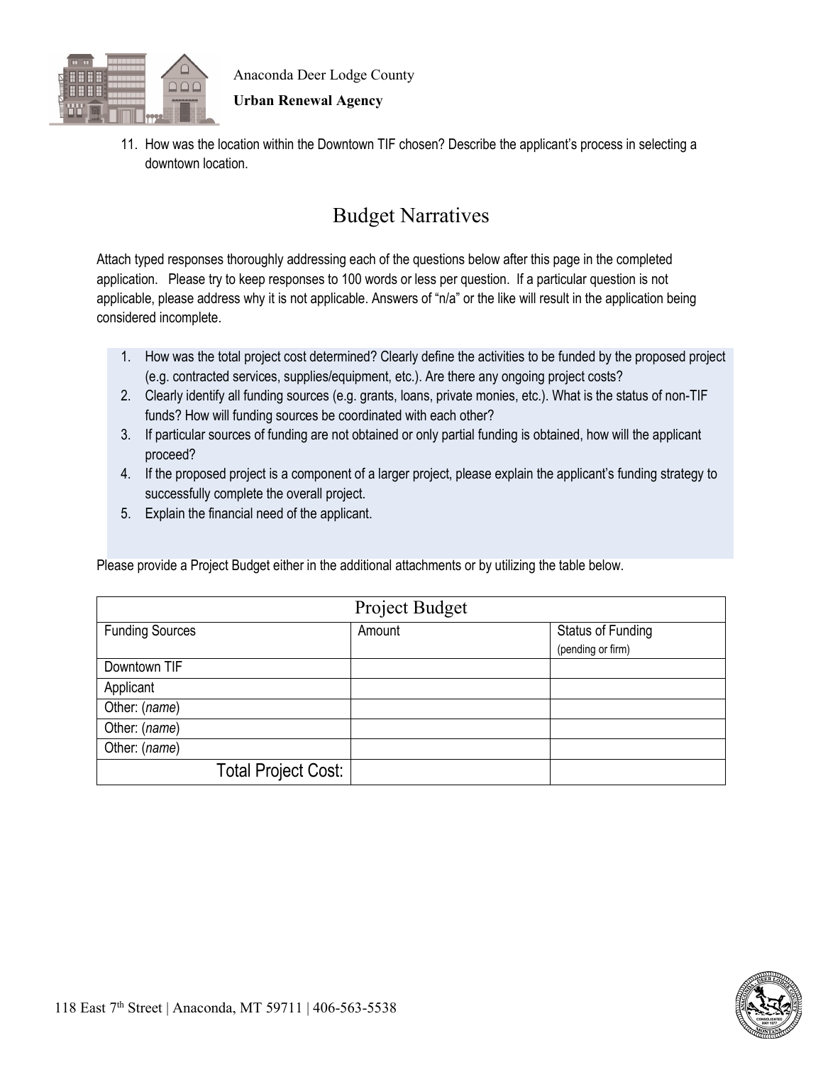11. How was the location within the Downtown TIF chosen? Describe the applicant's process in selecting a downtown location.

# Budget Narratives

Attach typed responses thoroughly addressing each of the questions below after this page in the completed application. Please try to keep responses to 100 words or less per question. If a particular question is not applicable, please address why it is not applicable. Answers of "n/a" or the like will result in the application being considered incomplete.

1. How was the total project cost determined? Clearly define the activities to be funded by the proposed project (e.g. contracted services, supplies/equipment, etc.). Are there any ongoing project costs?
2. Clearly identify all funding sources (e.g. grants, loans, private monies, etc.). What is the status of non-TIF funds? How will funding sources be coordinated with each other?
3. If particular sources of funding are not obtained or only partial funding is obtained, how will the applicant proceed?
4. If the proposed project is a component of a larger project, please explain the applicant's funding strategy to successfully complete the overall project.
5. Explain the financial need of the applicant.

Please provide a Project Budget either in the additional attachments or by utilizing the table below.

| Project Budget | | |
|---|---|---|
| Funding Sources | Amount | Status of Funding (pending or firm) |
| Downtown TIF | | |
| Applicant | | |
| Other: (*name*) | | |
| Other: (*name*) | | |
| Other: (*name*) | | |
| Total Project Cost: | | |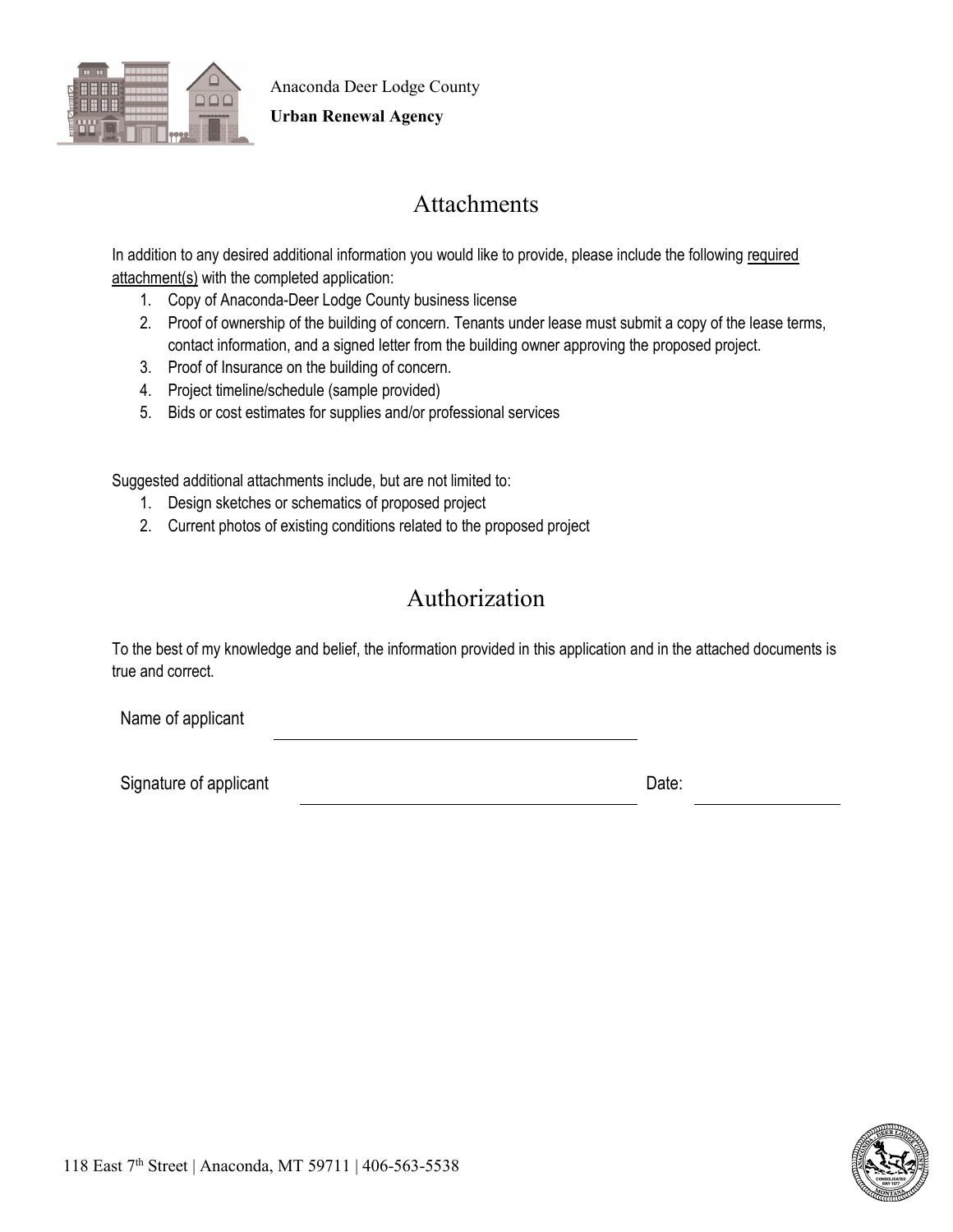Anaconda Deer Lodge County

**Urban Renewal Agency**

# Attachments

In addition to any desired additional information you would like to provide, please include the following required attachment(s) with the completed application:

1. Copy of Anaconda-Deer Lodge County business license
2. Proof of ownership of the building of concern. Tenants under lease must submit a copy of the lease terms, contact information, and a signed letter from the building owner approving the proposed project.
3. Proof of Insurance on the building of concern.
4. Project timeline/schedule (sample provided)
5. Bids or cost estimates for supplies and/or professional services

Suggested additional attachments include, but are not limited to:

1. Design sketches or schematics of proposed project
2. Current photos of existing conditions related to the proposed project

# Authorization

To the best of my knowledge and belief, the information provided in this application and in the attached documents is true and correct.

Name of applicant ______________________________

Signature of applicant ______________________________ Date: ______________

118 East 7th Street | Anaconda, MT 59711 | 406-563-5538